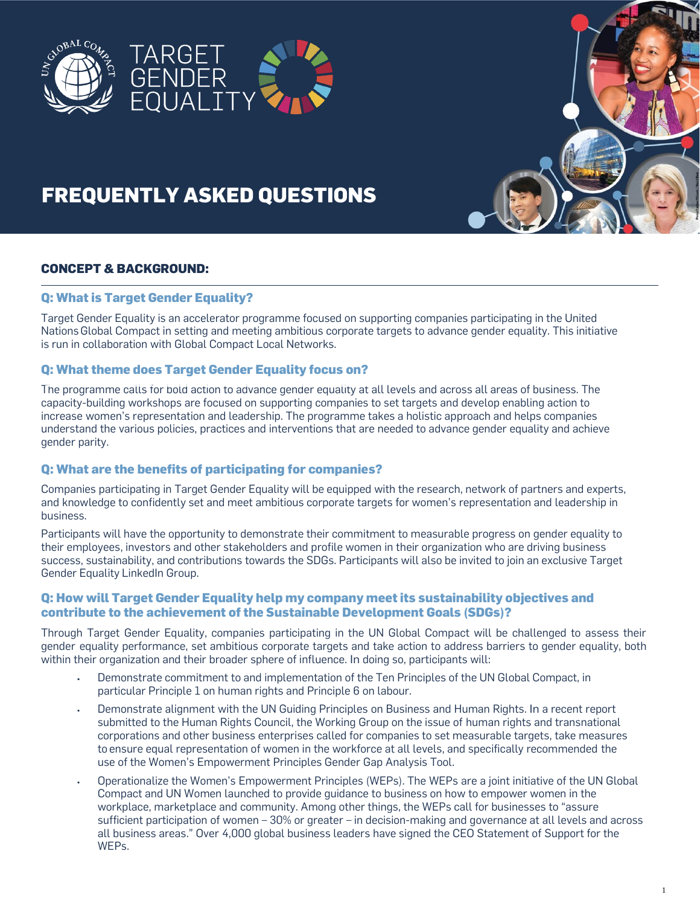# TARGET GENDER EQUALITY

# FREQUENTLY ASKED QUESTIONS

## CONCEPT & BACKGROUND:

### Q: What is Target Gender Equality?

Target Gender Equality is an accelerator programme focused on supporting companies participating in the United Nations Global Compact in setting and meeting ambitious corporate targets to advance gender equality. This initiative is run in collaboration with Global Compact Local Networks.

### Q: What theme does Target Gender Equality focus on?

The programme calls for bold action to advance gender equality at all levels and across all areas of business. The capacity-building workshops are focused on supporting companies to set targets and develop enabling action to increase women's representation and leadership. The programme takes a holistic approach and helps companies understand the various policies, practices and interventions that are needed to advance gender equality and achieve gender parity.

### Q: What are the benefits of participating for companies?

Companies participating in Target Gender Equality will be equipped with the research, network of partners and experts, and knowledge to confidently set and meet ambitious corporate targets for women's representation and leadership in business.

Participants will have the opportunity to demonstrate their commitment to measurable progress on gender equality to their employees, investors and other stakeholders and profile women in their organization who are driving business success, sustainability, and contributions towards the SDGs. Participants will also be invited to join an exclusive Target Gender Equality LinkedIn Group.

### Q: How will Target Gender Equality help my company meet its sustainability objectives and contribute to the achievement of the Sustainable Development Goals (SDGs)?

Through Target Gender Equality, companies participating in the UN Global Compact will be challenged to assess their gender equality performance, set ambitious corporate targets and take action to address barriers to gender equality, both within their organization and their broader sphere of influence. In doing so, participants will:

- Demonstrate commitment to and implementation of the Ten Principles of the UN Global Compact, in particular Principle 1 on human rights and Principle 6 on labour.
- Demonstrate alignment with the UN Guiding Principles on Business and Human Rights. In a recent report submitted to the Human Rights Council, the Working Group on the issue of human rights and transnational corporations and other business enterprises called for companies to set measurable targets, take measures to ensure equal representation of women in the workforce at all levels, and specifically recommended the use of the Women's Empowerment Principles Gender Gap Analysis Tool.
- Operationalize the Women's Empowerment Principles (WEPs). The WEPs are a joint initiative of the UN Global Compact and UN Women launched to provide guidance to business on how to empower women in the workplace, marketplace and community. Among other things, the WEPs call for businesses to "assure sufficient participation of women – 30% or greater – in decision-making and governance at all levels and across all business areas." Over 4,000 global business leaders have signed the CEO Statement of Support for the WEPs.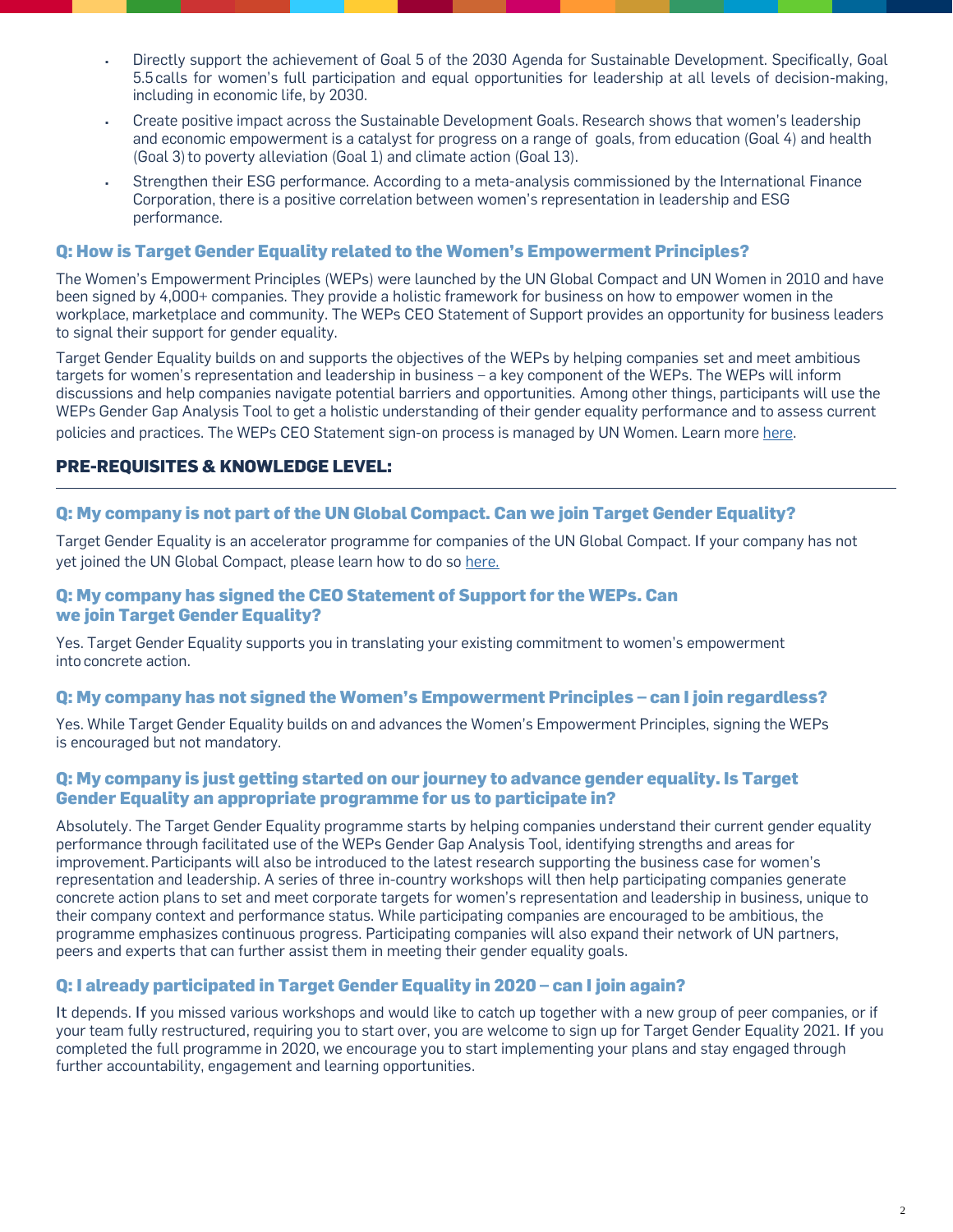- Directly support the achievement of Goal 5 of the 2030 Agenda for Sustainable Development. Specifically, Goal 5.5 calls for women's full participation and equal opportunities for leadership at all levels of decision-making, including in economic life, by 2030.
- Create positive impact across the Sustainable Development Goals. Research shows that women's leadership and economic empowerment is a catalyst for progress on a range of goals, from education (Goal 4) and health (Goal 3) to poverty alleviation (Goal 1) and climate action (Goal 13).
- Strengthen their ESG performance. According to a meta-analysis commissioned by the International Finance Corporation, there is a positive correlation between women's representation in leadership and ESG performance.

### Q: How is Target Gender Equality related to the Women's Empowerment Principles?

The Women's Empowerment Principles (WEPs) were launched by the UN Global Compact and UN Women in 2010 and have been signed by 4,000+ companies. They provide a holistic framework for business on how to empower women in the workplace, marketplace and community. The WEPs CEO Statement of Support provides an opportunity for business leaders to signal their support for gender equality.

Target Gender Equality builds on and supports the objectives of the WEPs by helping companies set and meet ambitious targets for women's representation and leadership in business – a key component of the WEPs. The WEPs will inform discussions and help companies navigate potential barriers and opportunities. Among other things, participants will use the WEPs Gender Gap Analysis Tool to get a holistic understanding of their gender equality performance and to assess current policies and practices. The WEPs CEO Statement sign-on process is managed by UN Women. Learn more here.

## PRE-REQUISITES & KNOWLEDGE LEVEL:

### Q: My company is not part of the UN Global Compact. Can we join Target Gender Equality?

Target Gender Equality is an accelerator programme for companies of the UN Global Compact. If your company has not yet joined the UN Global Compact, please learn how to do so here.

### Q: My company has signed the CEO Statement of Support for the WEPs. Can we join Target Gender Equality?

Yes. Target Gender Equality supports you in translating your existing commitment to women's empowerment into concrete action.

### Q: My company has not signed the Women's Empowerment Principles – can I join regardless?

Yes. While Target Gender Equality builds on and advances the Women's Empowerment Principles, signing the WEPs is encouraged but not mandatory.

### Q: My company is just getting started on our journey to advance gender equality. Is Target Gender Equality an appropriate programme for us to participate in?

Absolutely. The Target Gender Equality programme starts by helping companies understand their current gender equality performance through facilitated use of the WEPs Gender Gap Analysis Tool, identifying strengths and areas for improvement. Participants will also be introduced to the latest research supporting the business case for women's representation and leadership. A series of three in-country workshops will then help participating companies generate concrete action plans to set and meet corporate targets for women's representation and leadership in business, unique to their company context and performance status. While participating companies are encouraged to be ambitious, the programme emphasizes continuous progress. Participating companies will also expand their network of UN partners, peers and experts that can further assist them in meeting their gender equality goals.

### Q: I already participated in Target Gender Equality in 2020 – can I join again?

It depends. If you missed various workshops and would like to catch up together with a new group of peer companies, or if your team fully restructured, requiring you to start over, you are welcome to sign up for Target Gender Equality 2021. If you completed the full programme in 2020, we encourage you to start implementing your plans and stay engaged through further accountability, engagement and learning opportunities.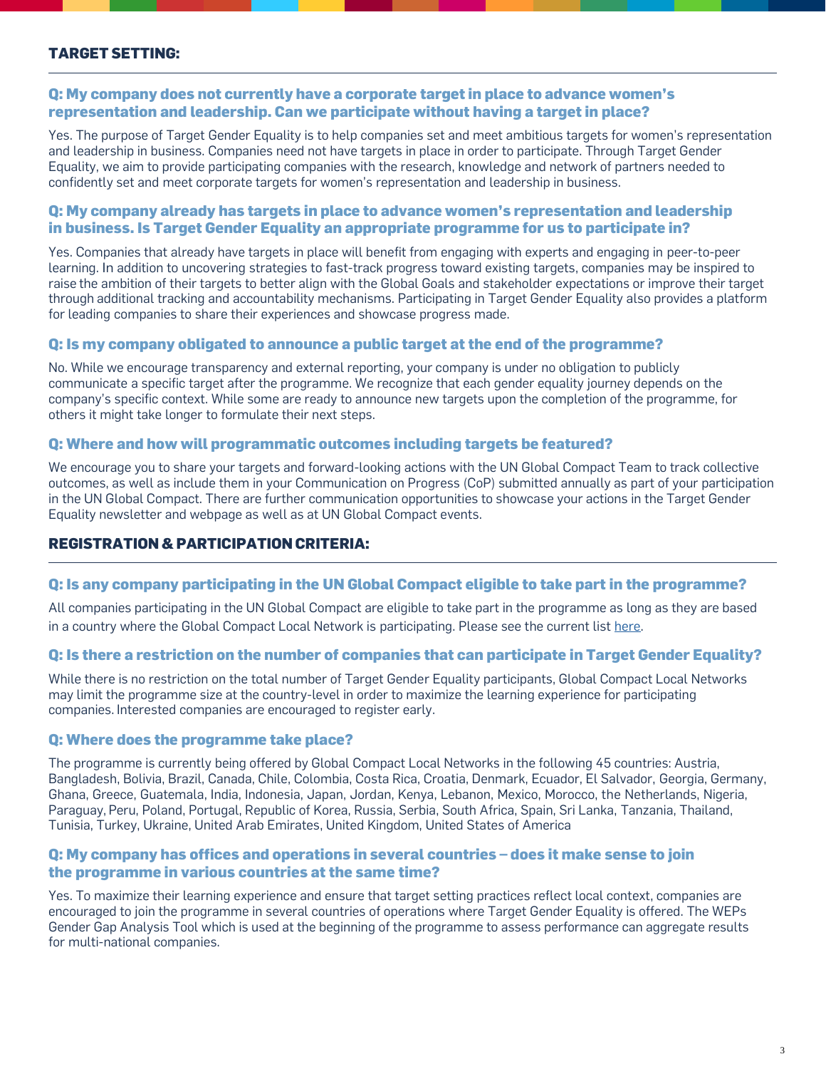## TARGET SETTING:

### Q: My company does not currently have a corporate target in place to advance women's representation and leadership. Can we participate without having a target in place?

Yes. The purpose of Target Gender Equality is to help companies set and meet ambitious targets for women's representation and leadership in business. Companies need not have targets in place in order to participate. Through Target Gender Equality, we aim to provide participating companies with the research, knowledge and network of partners needed to confidently set and meet corporate targets for women's representation and leadership in business.

### Q: My company already has targets in place to advance women's representation and leadership in business. Is Target Gender Equality an appropriate programme for us to participate in?

Yes. Companies that already have targets in place will benefit from engaging with experts and engaging in peer-to-peer learning. In addition to uncovering strategies to fast-track progress toward existing targets, companies may be inspired to raise the ambition of their targets to better align with the Global Goals and stakeholder expectations or improve their target through additional tracking and accountability mechanisms. Participating in Target Gender Equality also provides a platform for leading companies to share their experiences and showcase progress made.

### Q: Is my company obligated to announce a public target at the end of the programme?

No. While we encourage transparency and external reporting, your company is under no obligation to publicly communicate a specific target after the programme. We recognize that each gender equality journey depends on the company's specific context. While some are ready to announce new targets upon the completion of the programme, for others it might take longer to formulate their next steps.

### Q: Where and how will programmatic outcomes including targets be featured?

We encourage you to share your targets and forward-looking actions with the UN Global Compact Team to track collective outcomes, as well as include them in your Communication on Progress (CoP) submitted annually as part of your participation in the UN Global Compact. There are further communication opportunities to showcase your actions in the Target Gender Equality newsletter and webpage as well as at UN Global Compact events.

## REGISTRATION & PARTICIPATION CRITERIA:

### Q: Is any company participating in the UN Global Compact eligible to take part in the programme?

All companies participating in the UN Global Compact are eligible to take part in the programme as long as they are based in a country where the Global Compact Local Network is participating. Please see the current list here.

### Q: Is there a restriction on the number of companies that can participate in Target Gender Equality?

While there is no restriction on the total number of Target Gender Equality participants, Global Compact Local Networks may limit the programme size at the country-level in order to maximize the learning experience for participating companies. Interested companies are encouraged to register early.

### Q: Where does the programme take place?

The programme is currently being offered by Global Compact Local Networks in the following 45 countries: Austria, Bangladesh, Bolivia, Brazil, Canada, Chile, Colombia, Costa Rica, Croatia, Denmark, Ecuador, El Salvador, Georgia, Germany, Ghana, Greece, Guatemala, India, Indonesia, Japan, Jordan, Kenya, Lebanon, Mexico, Morocco, the Netherlands, Nigeria, Paraguay, Peru, Poland, Portugal, Republic of Korea, Russia, Serbia, South Africa, Spain, Sri Lanka, Tanzania, Thailand, Tunisia, Turkey, Ukraine, United Arab Emirates, United Kingdom, United States of America

### Q: My company has offices and operations in several countries – does it make sense to join the programme in various countries at the same time?

Yes. To maximize their learning experience and ensure that target setting practices reflect local context, companies are encouraged to join the programme in several countries of operations where Target Gender Equality is offered. The WEPs Gender Gap Analysis Tool which is used at the beginning of the programme to assess performance can aggregate results for multi-national companies.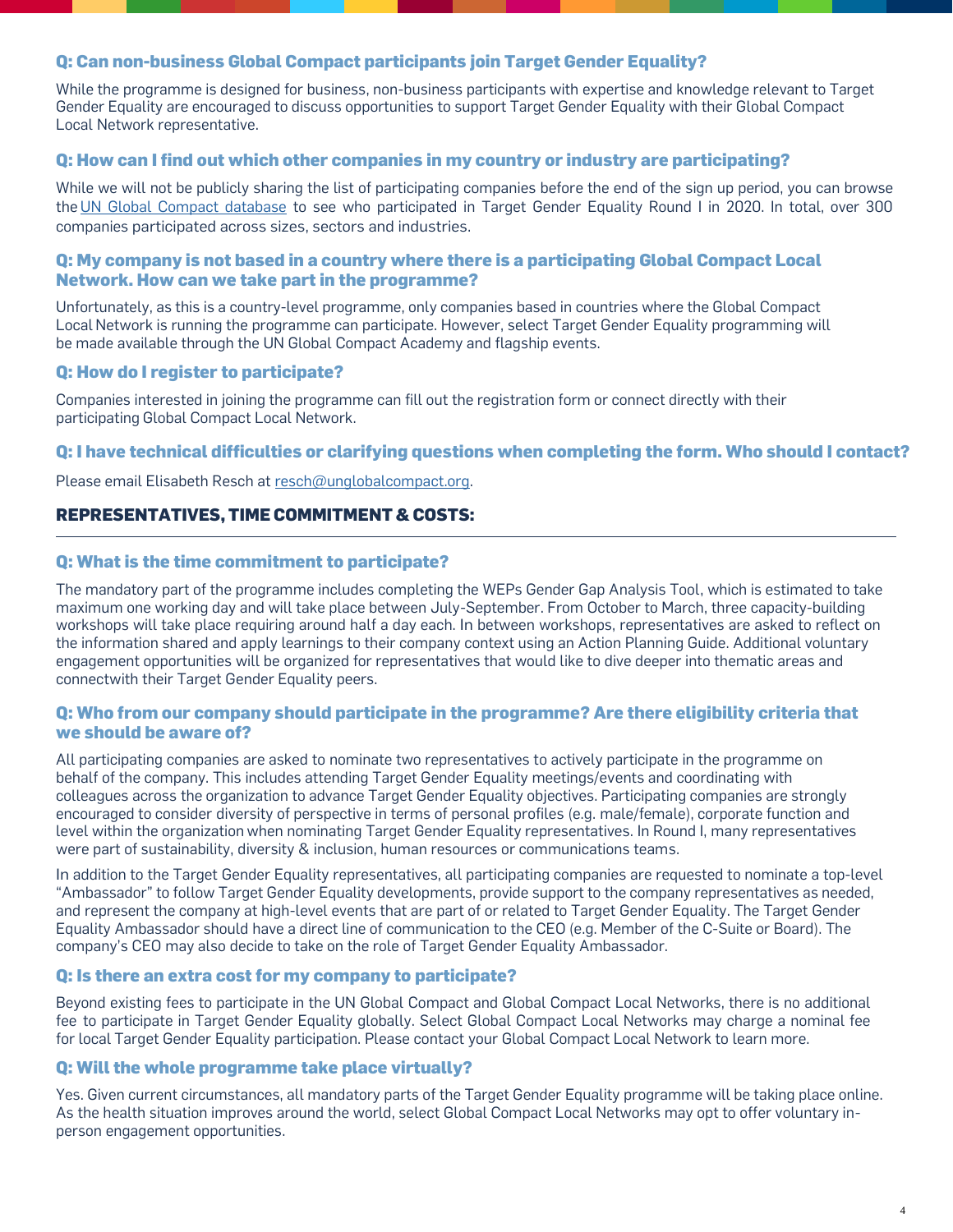### Q: Can non-business Global Compact participants join Target Gender Equality?

While the programme is designed for business, non-business participants with expertise and knowledge relevant to Target Gender Equality are encouraged to discuss opportunities to support Target Gender Equality with their Global Compact Local Network representative.

### Q: How can I find out which other companies in my country or industry are participating?

While we will not be publicly sharing the list of participating companies before the end of the sign up period, you can browse the [UN Global Compact database](#) to see who participated in Target Gender Equality Round I in 2020. In total, over 300 companies participated across sizes, sectors and industries.

### Q: My company is not based in a country where there is a participating Global Compact Local Network. How can we take part in the programme?

Unfortunately, as this is a country-level programme, only companies based in countries where the Global Compact Local Network is running the programme can participate. However, select Target Gender Equality programming will be made available through the UN Global Compact Academy and flagship events.

### Q: How do I register to participate?

Companies interested in joining the programme can fill out the registration form or connect directly with their participating Global Compact Local Network.

### Q: I have technical difficulties or clarifying questions when completing the form. Who should I contact?

Please email Elisabeth Resch at resch@unglobalcompact.org.

## REPRESENTATIVES, TIME COMMITMENT & COSTS:

### Q: What is the time commitment to participate?

The mandatory part of the programme includes completing the WEPs Gender Gap Analysis Tool, which is estimated to take maximum one working day and will take place between July-September. From October to March, three capacity-building workshops will take place requiring around half a day each. In between workshops, representatives are asked to reflect on the information shared and apply learnings to their company context using an Action Planning Guide. Additional voluntary engagement opportunities will be organized for representatives that would like to dive deeper into thematic areas and connectwith their Target Gender Equality peers.

### Q: Who from our company should participate in the programme? Are there eligibility criteria that we should be aware of?

All participating companies are asked to nominate two representatives to actively participate in the programme on behalf of the company. This includes attending Target Gender Equality meetings/events and coordinating with colleagues across the organization to advance Target Gender Equality objectives. Participating companies are strongly encouraged to consider diversity of perspective in terms of personal profiles (e.g. male/female), corporate function and level within the organization when nominating Target Gender Equality representatives. In Round I, many representatives were part of sustainability, diversity & inclusion, human resources or communications teams.

In addition to the Target Gender Equality representatives, all participating companies are requested to nominate a top-level "Ambassador" to follow Target Gender Equality developments, provide support to the company representatives as needed, and represent the company at high-level events that are part of or related to Target Gender Equality. The Target Gender Equality Ambassador should have a direct line of communication to the CEO (e.g. Member of the C-Suite or Board). The company's CEO may also decide to take on the role of Target Gender Equality Ambassador.

### Q: Is there an extra cost for my company to participate?

Beyond existing fees to participate in the UN Global Compact and Global Compact Local Networks, there is no additional fee to participate in Target Gender Equality globally. Select Global Compact Local Networks may charge a nominal fee for local Target Gender Equality participation. Please contact your Global Compact Local Network to learn more.

### Q: Will the whole programme take place virtually?

Yes. Given current circumstances, all mandatory parts of the Target Gender Equality programme will be taking place online. As the health situation improves around the world, select Global Compact Local Networks may opt to offer voluntary in-person engagement opportunities.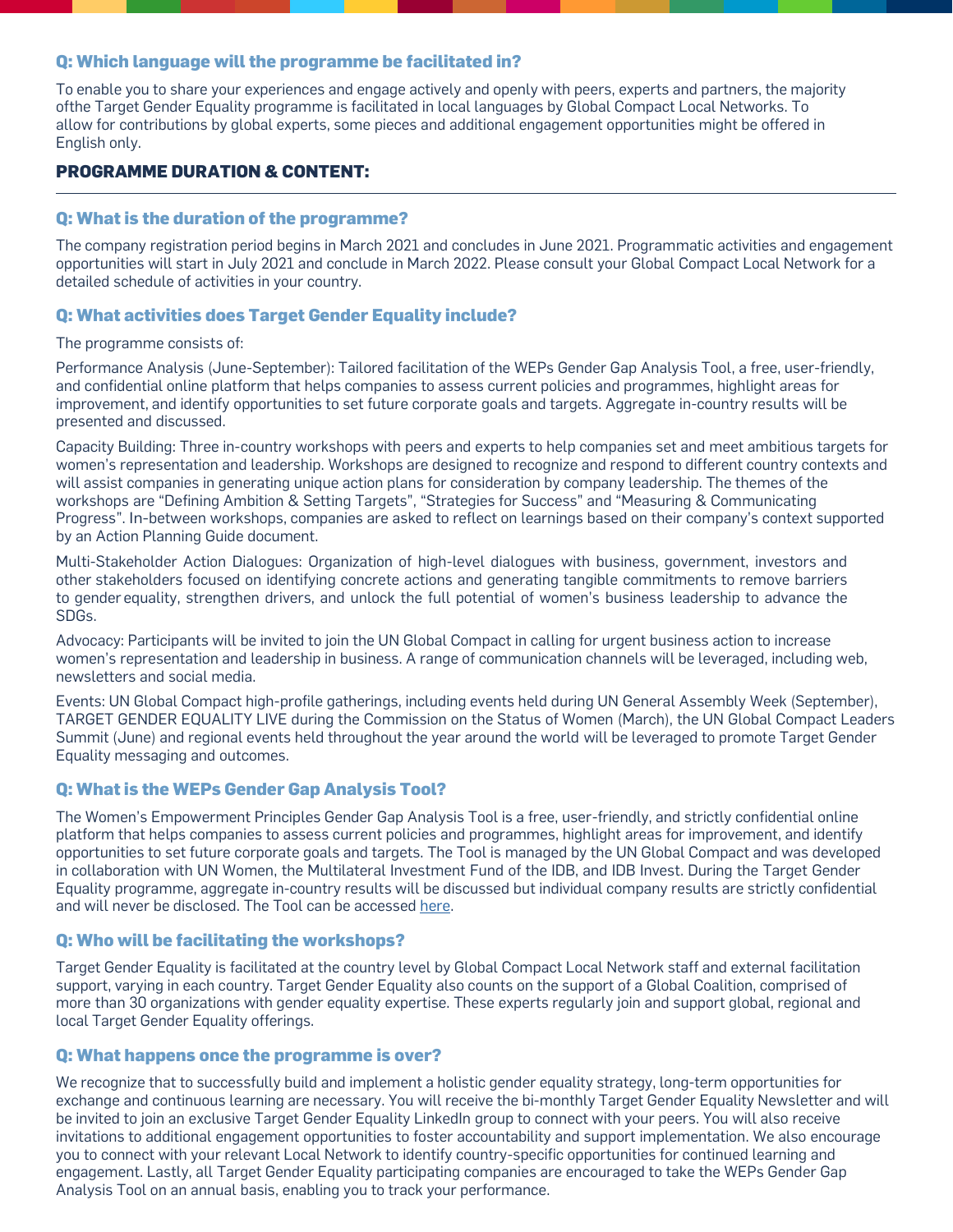### Q: Which language will the programme be facilitated in?

To enable you to share your experiences and engage actively and openly with peers, experts and partners, the majority ofthe Target Gender Equality programme is facilitated in local languages by Global Compact Local Networks. To allow for contributions by global experts, some pieces and additional engagement opportunities might be offered in English only.

## PROGRAMME DURATION & CONTENT:

### Q: What is the duration of the programme?

The company registration period begins in March 2021 and concludes in June 2021. Programmatic activities and engagement opportunities will start in July 2021 and conclude in March 2022. Please consult your Global Compact Local Network for a detailed schedule of activities in your country.

### Q: What activities does Target Gender Equality include?

The programme consists of:

Performance Analysis (June-September): Tailored facilitation of the WEPs Gender Gap Analysis Tool, a free, user-friendly, and confidential online platform that helps companies to assess current policies and programmes, highlight areas for improvement, and identify opportunities to set future corporate goals and targets. Aggregate in-country results will be presented and discussed.

Capacity Building: Three in-country workshops with peers and experts to help companies set and meet ambitious targets for women's representation and leadership. Workshops are designed to recognize and respond to different country contexts and will assist companies in generating unique action plans for consideration by company leadership. The themes of the workshops are "Defining Ambition & Setting Targets", "Strategies for Success" and "Measuring & Communicating Progress". In-between workshops, companies are asked to reflect on learnings based on their company's context supported by an Action Planning Guide document.

Multi-Stakeholder Action Dialogues: Organization of high-level dialogues with business, government, investors and other stakeholders focused on identifying concrete actions and generating tangible commitments to remove barriers to gender equality, strengthen drivers, and unlock the full potential of women's business leadership to advance the SDGs.

Advocacy: Participants will be invited to join the UN Global Compact in calling for urgent business action to increase women's representation and leadership in business. A range of communication channels will be leveraged, including web, newsletters and social media.

Events: UN Global Compact high-profile gatherings, including events held during UN General Assembly Week (September), TARGET GENDER EQUALITY LIVE during the Commission on the Status of Women (March), the UN Global Compact Leaders Summit (June) and regional events held throughout the year around the world will be leveraged to promote Target Gender Equality messaging and outcomes.

### Q: What is the WEPs Gender Gap Analysis Tool?

The Women's Empowerment Principles Gender Gap Analysis Tool is a free, user-friendly, and strictly confidential online platform that helps companies to assess current policies and programmes, highlight areas for improvement, and identify opportunities to set future corporate goals and targets. The Tool is managed by the UN Global Compact and was developed in collaboration with UN Women, the Multilateral Investment Fund of the IDB, and IDB Invest. During the Target Gender Equality programme, aggregate in-country results will be discussed but individual company results are strictly confidential and will never be disclosed. The Tool can be accessed here.

### Q: Who will be facilitating the workshops?

Target Gender Equality is facilitated at the country level by Global Compact Local Network staff and external facilitation support, varying in each country. Target Gender Equality also counts on the support of a Global Coalition, comprised of more than 30 organizations with gender equality expertise. These experts regularly join and support global, regional and local Target Gender Equality offerings.

### Q: What happens once the programme is over?

We recognize that to successfully build and implement a holistic gender equality strategy, long-term opportunities for exchange and continuous learning are necessary. You will receive the bi-monthly Target Gender Equality Newsletter and will be invited to join an exclusive Target Gender Equality LinkedIn group to connect with your peers. You will also receive invitations to additional engagement opportunities to foster accountability and support implementation. We also encourage you to connect with your relevant Local Network to identify country-specific opportunities for continued learning and engagement. Lastly, all Target Gender Equality participating companies are encouraged to take the WEPs Gender Gap Analysis Tool on an annual basis, enabling you to track your performance.